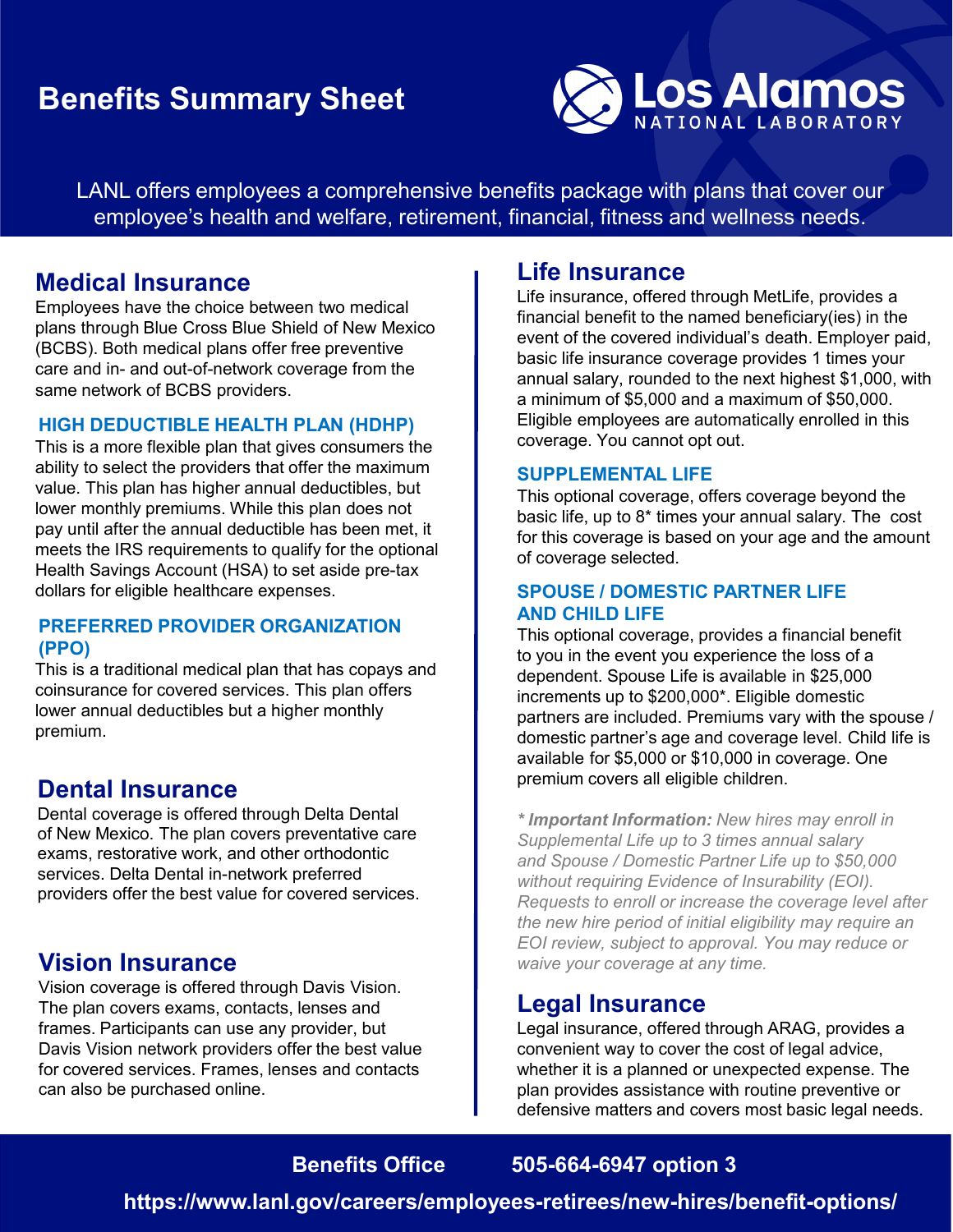# Benefits Summary Sheet

Los Alamos NATIONAL LABORATORY

LANL offers employees a comprehensive benefits package with plans that cover our employee's health and welfare, retirement, financial, fitness and wellness needs.

## Medical Insurance

Employees have the choice between two medical plans through Blue Cross Blue Shield of New Mexico (BCBS). Both medical plans offer free preventive care and in- and out-of-network coverage from the same network of BCBS providers.

### HIGH DEDUCTIBLE HEALTH PLAN (HDHP)

This is a more flexible plan that gives consumers the ability to select the providers that offer the maximum value. This plan has higher annual deductibles, but lower monthly premiums. While this plan does not pay until after the annual deductible has been met, it meets the IRS requirements to qualify for the optional Health Savings Account (HSA) to set aside pre-tax dollars for eligible healthcare expenses.

### PREFERRED PROVIDER ORGANIZATION (PPO)

This is a traditional medical plan that has copays and coinsurance for covered services. This plan offers lower annual deductibles but a higher monthly premium.

## Dental Insurance

Dental coverage is offered through Delta Dental of New Mexico. The plan covers preventative care exams, restorative work, and other orthodontic services. Delta Dental in-network preferred providers offer the best value for covered services.

## Vision Insurance

Vision coverage is offered through Davis Vision. The plan covers exams, contacts, lenses and frames. Participants can use any provider, but Davis Vision network providers offer the best value for covered services. Frames, lenses and contacts can also be purchased online.

## Life Insurance

Life insurance, offered through MetLife, provides a financial benefit to the named beneficiary(ies) in the event of the covered individual's death. Employer paid, basic life insurance coverage provides 1 times your annual salary, rounded to the next highest $1,000, with a minimum of $5,000 and a maximum of $50,000. Eligible employees are automatically enrolled in this coverage. You cannot opt out.

### SUPPLEMENTAL LIFE

This optional coverage, offers coverage beyond the basic life, up to 8* times your annual salary. The cost for this coverage is based on your age and the amount of coverage selected.

### SPOUSE / DOMESTIC PARTNER LIFE AND CHILD LIFE

This optional coverage, provides a financial benefit to you in the event you experience the loss of a dependent. Spouse Life is available in $25,000 increments up to $200,000*. Eligible domestic partners are included. Premiums vary with the spouse / domestic partner's age and coverage level. Child life is available for $5,000 or $10,000 in coverage. One premium covers all eligible children.

*\* **Important Information:** New hires may enroll in Supplemental Life up to 3 times annual salary and Spouse / Domestic Partner Life up to $50,000 without requiring Evidence of Insurability (EOI). Requests to enroll or increase the coverage level after the new hire period of initial eligibility may require an EOI review, subject to approval. You may reduce or waive your coverage at any time.*

## Legal Insurance

Legal insurance, offered through ARAG, provides a convenient way to cover the cost of legal advice, whether it is a planned or unexpected expense. The plan provides assistance with routine preventive or defensive matters and covers most basic legal needs.

**Benefits Office 505-664-6947 option 3**

**https://www.lanl.gov/careers/employees-retirees/new-hires/benefit-options/**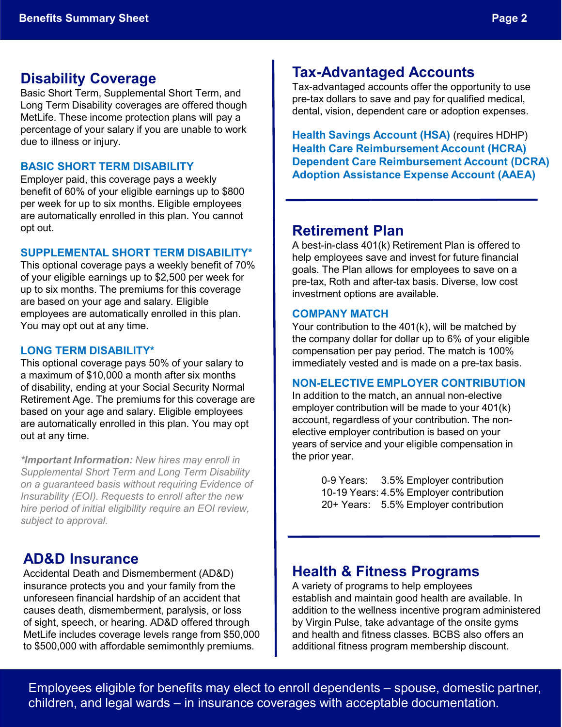## Disability Coverage

Basic Short Term, Supplemental Short Term, and Long Term Disability coverages are offered though MetLife. These income protection plans will pay a percentage of your salary if you are unable to work due to illness or injury.

### BASIC SHORT TERM DISABILITY

Employer paid, this coverage pays a weekly benefit of 60% of your eligible earnings up to $800 per week for up to six months. Eligible employees are automatically enrolled in this plan. You cannot opt out.

### SUPPLEMENTAL SHORT TERM DISABILITY*

This optional coverage pays a weekly benefit of 70% of your eligible earnings up to $2,500 per week for up to six months. The premiums for this coverage are based on your age and salary. Eligible employees are automatically enrolled in this plan. You may opt out at any time.

### LONG TERM DISABILITY*

This optional coverage pays 50% of your salary to a maximum of $10,000 a month after six months of disability, ending at your Social Security Normal Retirement Age. The premiums for this coverage are based on your age and salary. Eligible employees are automatically enrolled in this plan. You may opt out at any time.

****Important Information:** New hires may enroll in Supplemental Short Term and Long Term Disability on a guaranteed basis without requiring Evidence of Insurability (EOI). Requests to enroll after the new hire period of initial eligibility require an EOI review, subject to approval.*

## AD&D Insurance

Accidental Death and Dismemberment (AD&D) insurance protects you and your family from the unforeseen financial hardship of an accident that causes death, dismemberment, paralysis, or loss of sight, speech, or hearing. AD&D offered through MetLife includes coverage levels range from $50,000 to $500,000 with affordable semimonthly premiums.

## Tax-Advantaged Accounts

Tax-advantaged accounts offer the opportunity to use pre-tax dollars to save and pay for qualified medical, dental, vision, dependent care or adoption expenses.

**Health Savings Account (HSA)** (requires HDHP)
**Health Care Reimbursement Account (HCRA)**
**Dependent Care Reimbursement Account (DCRA)**
**Adoption Assistance Expense Account (AAEA)**

## Retirement Plan

A best-in-class 401(k) Retirement Plan is offered to help employees save and invest for future financial goals. The Plan allows for employees to save on a pre-tax, Roth and after-tax basis. Diverse, low cost investment options are available.

### COMPANY MATCH

Your contribution to the 401(k), will be matched by the company dollar for dollar up to 6% of your eligible compensation per pay period. The match is 100% immediately vested and is made on a pre-tax basis.

### NON-ELECTIVE EMPLOYER CONTRIBUTION

In addition to the match, an annual non-elective employer contribution will be made to your 401(k) account, regardless of your contribution. The non-elective employer contribution is based on your years of service and your eligible compensation in the prior year.

| Years of Service | Contribution |
|---|---|
| 0-9 Years: | 3.5% Employer contribution |
| 10-19 Years: | 4.5% Employer contribution |
| 20+ Years: | 5.5% Employer contribution |

## Health & Fitness Programs

A variety of programs to help employees establish and maintain good health are available. In addition to the wellness incentive program administered by Virgin Pulse, take advantage of the onsite gyms and health and fitness classes. BCBS also offers an additional fitness program membership discount.

Employees eligible for benefits may elect to enroll dependents – spouse, domestic partner, children, and legal wards – in insurance coverages with acceptable documentation.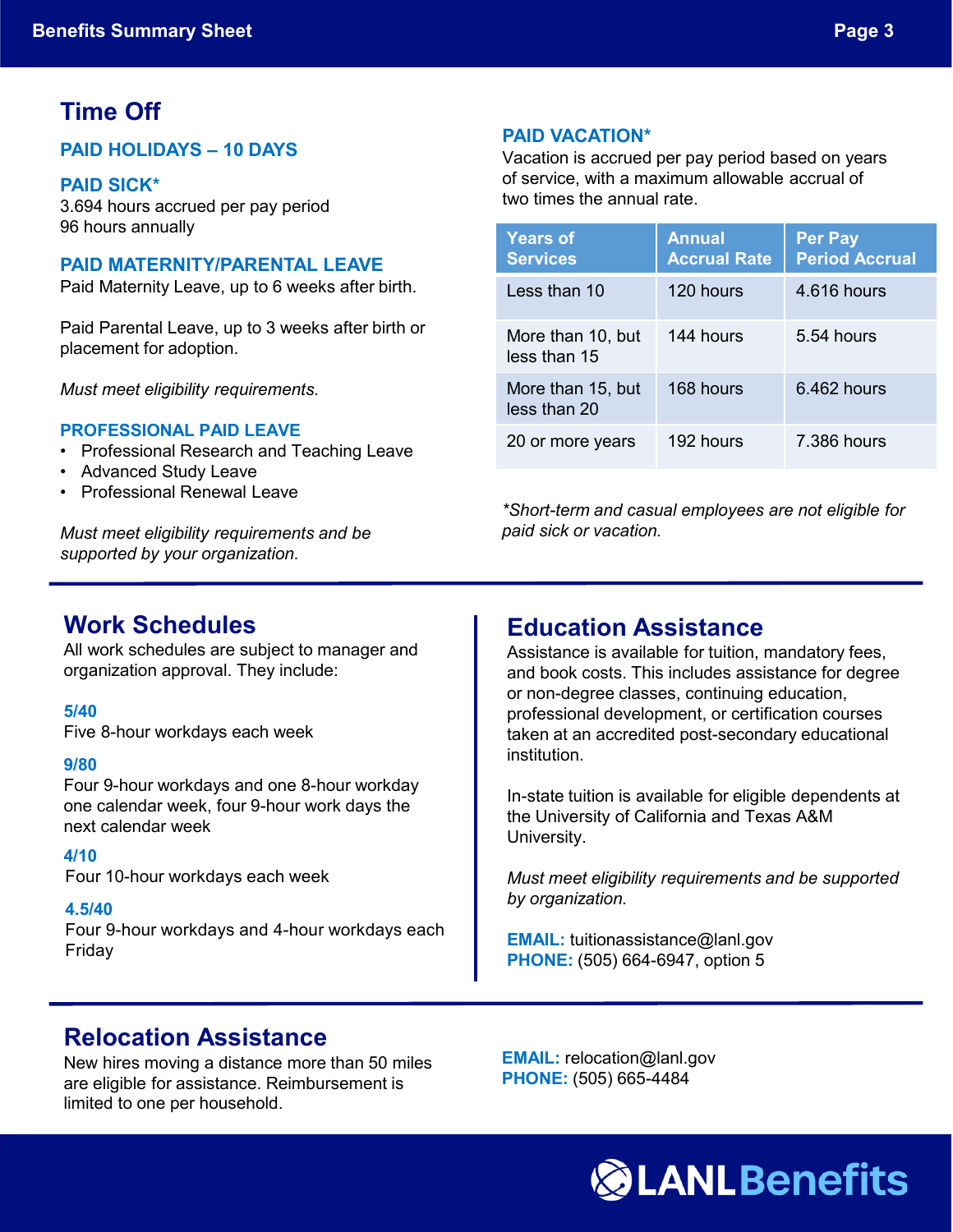# Time Off

### PAID HOLIDAYS – 10 DAYS

### PAID SICK*

3.694 hours accrued per pay period
96 hours annually

### PAID MATERNITY/PARENTAL LEAVE

Paid Maternity Leave, up to 6 weeks after birth.

Paid Parental Leave, up to 3 weeks after birth or placement for adoption.

*Must meet eligibility requirements.*

### PROFESSIONAL PAID LEAVE

- Professional Research and Teaching Leave
- Advanced Study Leave
- Professional Renewal Leave

*Must meet eligibility requirements and be supported by your organization.*

### PAID VACATION*

Vacation is accrued per pay period based on years of service, with a maximum allowable accrual of two times the annual rate.

| Years of Services | Annual Accrual Rate | Per Pay Period Accrual |
|---|---|---|
| Less than 10 | 120 hours | 4.616 hours |
| More than 10, but less than 15 | 144 hours | 5.54 hours |
| More than 15, but less than 20 | 168 hours | 6.462 hours |
| 20 or more years | 192 hours | 7.386 hours |

*\*Short-term and casual employees are not eligible for paid sick or vacation.*

# Work Schedules

All work schedules are subject to manager and organization approval. They include:

### 5/40

Five 8-hour workdays each week

### 9/80

Four 9-hour workdays and one 8-hour workday one calendar week, four 9-hour work days the next calendar week

### 4/10

Four 10-hour workdays each week

### 4.5/40

Four 9-hour workdays and 4-hour workdays each Friday

# Education Assistance

Assistance is available for tuition, mandatory fees, and book costs. This includes assistance for degree or non-degree classes, continuing education, professional development, or certification courses taken at an accredited post-secondary educational institution.

In-state tuition is available for eligible dependents at the University of California and Texas A&M University.

*Must meet eligibility requirements and be supported by organization.*

**EMAIL:** tuitionassistance@lanl.gov
**PHONE:** (505) 664-6947, option 5

# Relocation Assistance

New hires moving a distance more than 50 miles are eligible for assistance. Reimbursement is limited to one per household.

**EMAIL:** relocation@lanl.gov
**PHONE:** (505) 665-4484

LANLBenefits